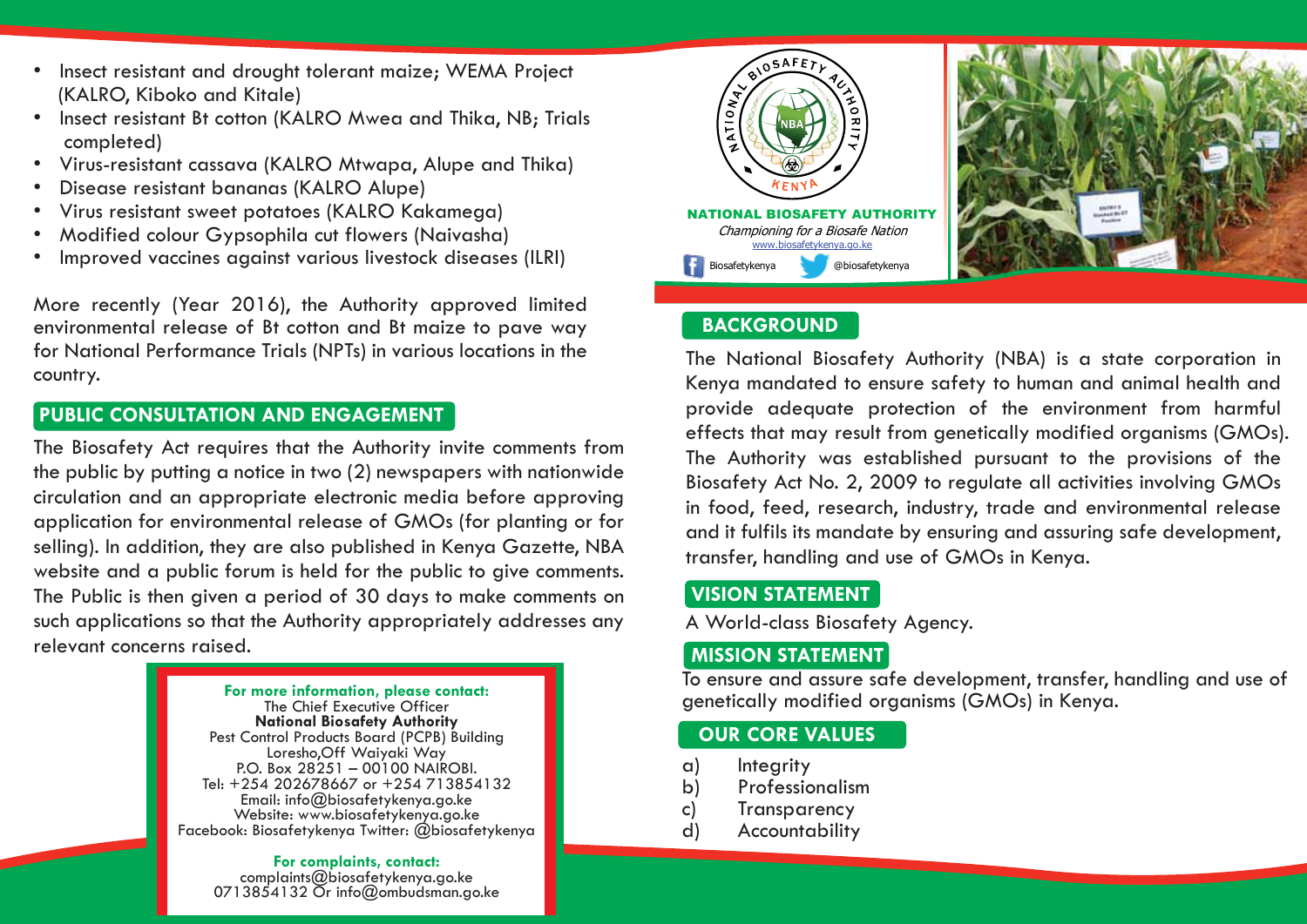- Insect resistant and drought tolerant maize; WEMA Project (KALRO, Kiboko and Kitale)
- Insect resistant Bt cotton (KALRO Mwea and Thika, NB; Trials completed)
- Virus-resistant cassava (KALRO Mtwapa, Alupe and Thika)
- Disease resistant bananas (KALRO Alupe)
- Virus resistant sweet potatoes (KALRO Kakamega)
- Modified colour Gypsophila cut flowers (Naivasha)
- Improved vaccines against various livestock diseases (ILRI)

More recently (Year 2016), the Authority approved limited environmental release of Bt cotton and Bt maize to pave way for National Performance Trials (NPTs) in various locations in the country.

## PUBLIC CONSULTATION AND ENGAGEMENT

The Biosafety Act requires that the Authority invite comments from the public by putting a notice in two (2) newspapers with nationwide circulation and an appropriate electronic media before approving application for environmental release of GMOs (for planting or for selling). In addition, they are also published in Kenya Gazette, NBA website and a public forum is held for the public to give comments. The Public is then given a period of 30 days to make comments on such applications so that the Authority appropriately addresses any relevant concerns raised.

**For more information, please contact:**
The Chief Executive Officer
**National Biosafety Authority**
Pest Control Products Board (PCPB) Building
Loresho,Off Waiyaki Way
P.O. Box 28251 – 00100 NAIROBI.
Tel: +254 202678667 or +254 713854132
Email: info@biosafetykenya.go.ke
Website: www.biosafetykenya.go.ke
Facebook: Biosafetykenya Twitter: @biosafetykenya

**For complaints, contact:**
complaints@biosafetykenya.go.ke
0713854132 Or info@ombudsman.go.ke

# NATIONAL BIOSAFETY AUTHORITY

*Championing for a Biosafe Nation*
www.biosafetykenya.go.ke
Biosafetykenya @biosafetykenya

## BACKGROUND

The National Biosafety Authority (NBA) is a state corporation in Kenya mandated to ensure safety to human and animal health and provide adequate protection of the environment from harmful effects that may result from genetically modified organisms (GMOs). The Authority was established pursuant to the provisions of the Biosafety Act No. 2, 2009 to regulate all activities involving GMOs in food, feed, research, industry, trade and environmental release and it fulfils its mandate by ensuring and assuring safe development, transfer, handling and use of GMOs in Kenya.

## VISION STATEMENT

A World-class Biosafety Agency.

## MISSION STATEMENT

To ensure and assure safe development, transfer, handling and use of genetically modified organisms (GMOs) in Kenya.

## OUR CORE VALUES

a) Integrity
b) Professionalism
c) Transparency
d) Accountability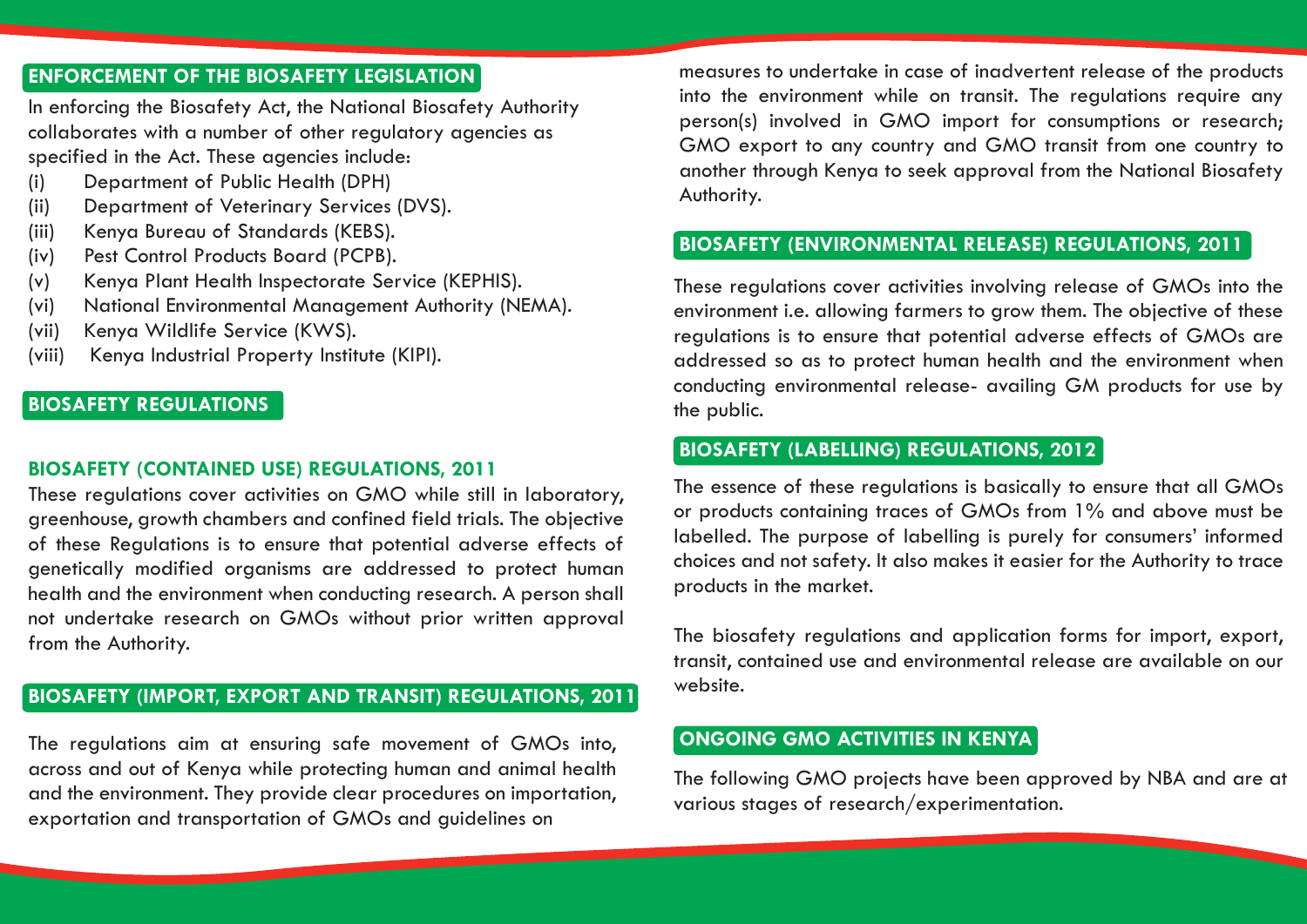## ENFORCEMENT OF THE BIOSAFETY LEGISLATION

In enforcing the Biosafety Act, the National Biosafety Authority collaborates with a number of other regulatory agencies as specified in the Act. These agencies include:

(i) Department of Public Health (DPH)
(ii) Department of Veterinary Services (DVS).
(iii) Kenya Bureau of Standards (KEBS).
(iv) Pest Control Products Board (PCPB).
(v) Kenya Plant Health Inspectorate Service (KEPHIS).
(vi) National Environmental Management Authority (NEMA).
(vii) Kenya Wildlife Service (KWS).
(viii) Kenya Industrial Property Institute (KIPI).

## BIOSAFETY REGULATIONS

### BIOSAFETY (CONTAINED USE) REGULATIONS, 2011

These regulations cover activities on GMO while still in laboratory, greenhouse, growth chambers and confined field trials. The objective of these Regulations is to ensure that potential adverse effects of genetically modified organisms are addressed to protect human health and the environment when conducting research. A person shall not undertake research on GMOs without prior written approval from the Authority.

### BIOSAFETY (IMPORT, EXPORT AND TRANSIT) REGULATIONS, 2011

The regulations aim at ensuring safe movement of GMOs into, across and out of Kenya while protecting human and animal health and the environment. They provide clear procedures on importation, exportation and transportation of GMOs and guidelines on measures to undertake in case of inadvertent release of the products into the environment while on transit. The regulations require any person(s) involved in GMO import for consumptions or research; GMO export to any country and GMO transit from one country to another through Kenya to seek approval from the National Biosafety Authority.

### BIOSAFETY (ENVIRONMENTAL RELEASE) REGULATIONS, 2011

These regulations cover activities involving release of GMOs into the environment i.e. allowing farmers to grow them. The objective of these regulations is to ensure that potential adverse effects of GMOs are addressed so as to protect human health and the environment when conducting environmental release- availing GM products for use by the public.

### BIOSAFETY (LABELLING) REGULATIONS, 2012

The essence of these regulations is basically to ensure that all GMOs or products containing traces of GMOs from 1% and above must be labelled. The purpose of labelling is purely for consumers' informed choices and not safety. It also makes it easier for the Authority to trace products in the market.

The biosafety regulations and application forms for import, export, transit, contained use and environmental release are available on our website.

## ONGOING GMO ACTIVITIES IN KENYA

The following GMO projects have been approved by NBA and are at various stages of research/experimentation.